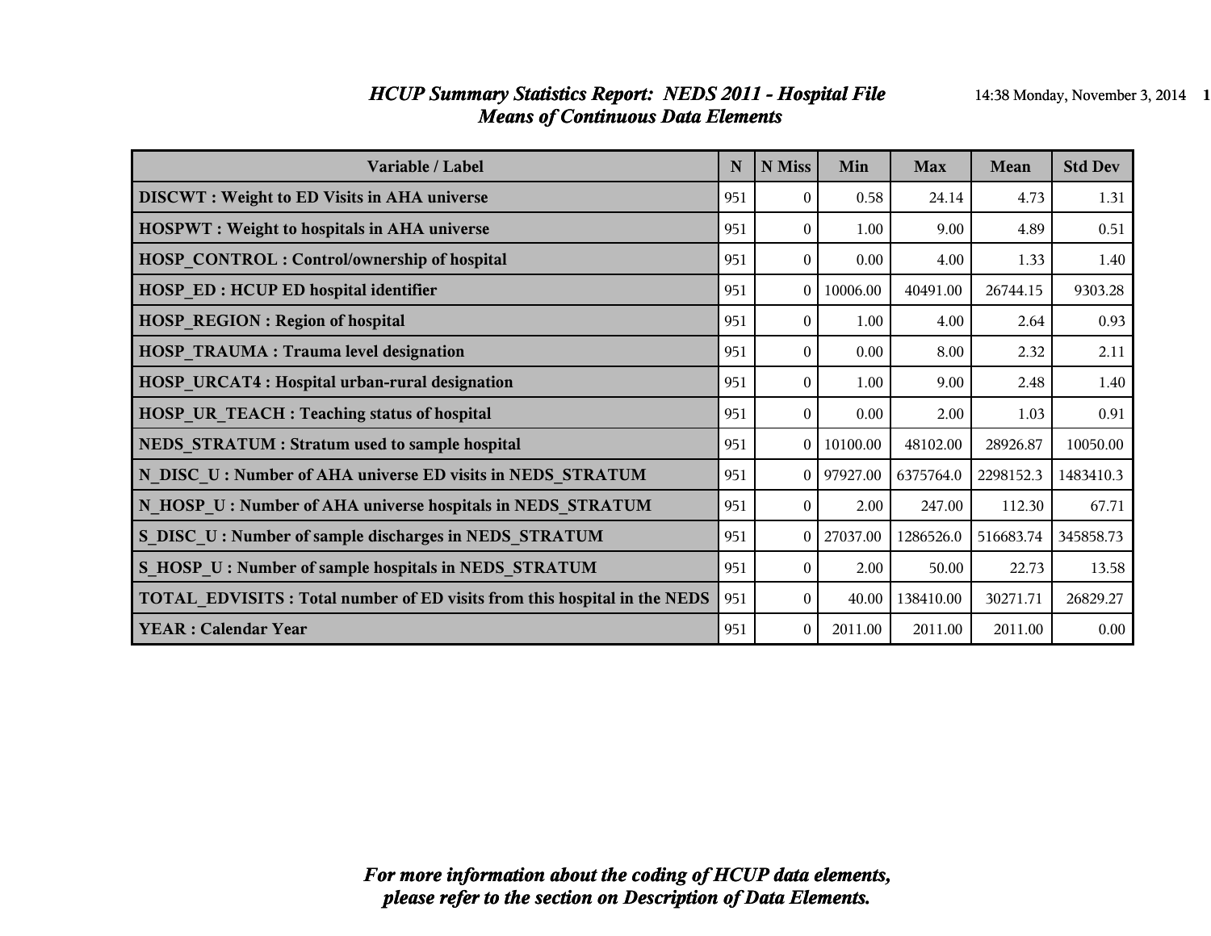# *HCUP Summary Statistics Report: NEDS 2011 - Hospital File*
## *Means of Continuous Data Elements*

14:38 Monday, November 3, 2014

| Variable / Label | N | N Miss | Min | Max | Mean | Std Dev |
|---|---|---|---|---|---|---|
| **DISCWT : Weight to ED Visits in AHA universe** | 951 | 0 | 0.58 | 24.14 | 4.73 | 1.31 |
| **HOSPWT : Weight to hospitals in AHA universe** | 951 | 0 | 1.00 | 9.00 | 4.89 | 0.51 |
| **HOSP_CONTROL : Control/ownership of hospital** | 951 | 0 | 0.00 | 4.00 | 1.33 | 1.40 |
| **HOSP_ED : HCUP ED hospital identifier** | 951 | 0 | 10006.00 | 40491.00 | 26744.15 | 9303.28 |
| **HOSP_REGION : Region of hospital** | 951 | 0 | 1.00 | 4.00 | 2.64 | 0.93 |
| **HOSP_TRAUMA : Trauma level designation** | 951 | 0 | 0.00 | 8.00 | 2.32 | 2.11 |
| **HOSP_URCAT4 : Hospital urban-rural designation** | 951 | 0 | 1.00 | 9.00 | 2.48 | 1.40 |
| **HOSP_UR_TEACH : Teaching status of hospital** | 951 | 0 | 0.00 | 2.00 | 1.03 | 0.91 |
| **NEDS_STRATUM : Stratum used to sample hospital** | 951 | 0 | 10100.00 | 48102.00 | 28926.87 | 10050.00 |
| **N_DISC_U : Number of AHA universe ED visits in NEDS_STRATUM** | 951 | 0 | 97927.00 | 6375764.0 | 2298152.3 | 1483410.3 |
| **N_HOSP_U : Number of AHA universe hospitals in NEDS_STRATUM** | 951 | 0 | 2.00 | 247.00 | 112.30 | 67.71 |
| **S_DISC_U : Number of sample discharges in NEDS_STRATUM** | 951 | 0 | 27037.00 | 1286526.0 | 516683.74 | 345858.73 |
| **S_HOSP_U : Number of sample hospitals in NEDS_STRATUM** | 951 | 0 | 2.00 | 50.00 | 22.73 | 13.58 |
| **TOTAL_EDVISITS : Total number of ED visits from this hospital in the NEDS** | 951 | 0 | 40.00 | 138410.00 | 30271.71 | 26829.27 |
| **YEAR : Calendar Year** | 951 | 0 | 2011.00 | 2011.00 | 2011.00 | 0.00 |

***For more information about the coding of HCUP data elements, please refer to the section on Description of Data Elements.***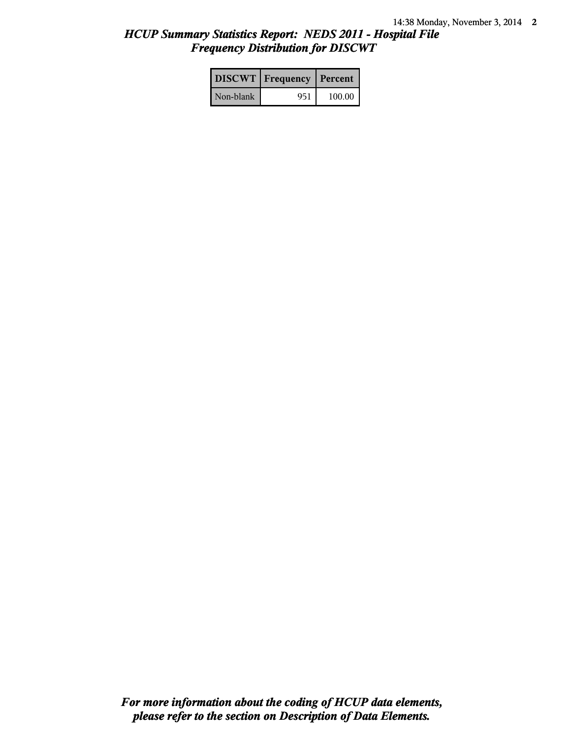# *HCUP Summary Statistics Report: NEDS 2011 - Hospital File*
## *Frequency Distribution for DISCWT*

| DISCWT | Frequency | Percent |
|---|---|---|
| Non-blank | 951 | 100.00 |

***For more information about the coding of HCUP data elements, please refer to the section on Description of Data Elements.***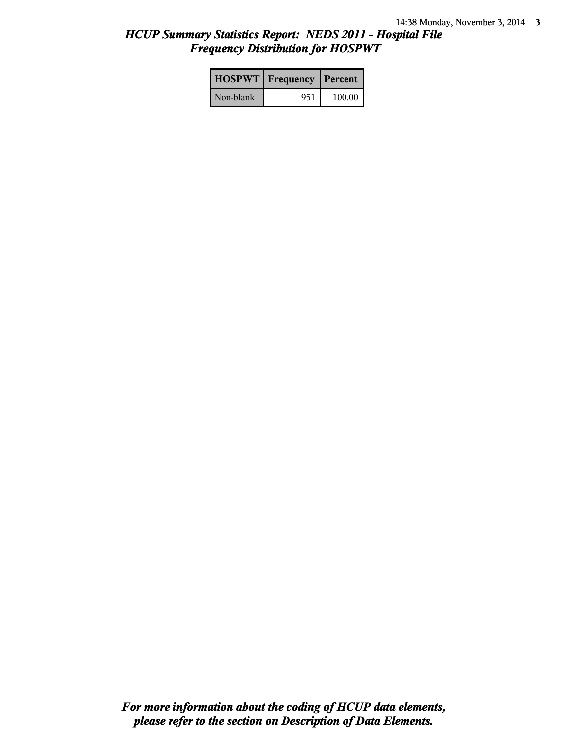## *HCUP Summary Statistics Report: NEDS 2011 - Hospital File*
## *Frequency Distribution for HOSPWT*

| HOSPWT | Frequency | Percent |
|---|---|---|
| Non-blank | 951 | 100.00 |

***For more information about the coding of HCUP data elements, please refer to the section on Description of Data Elements.***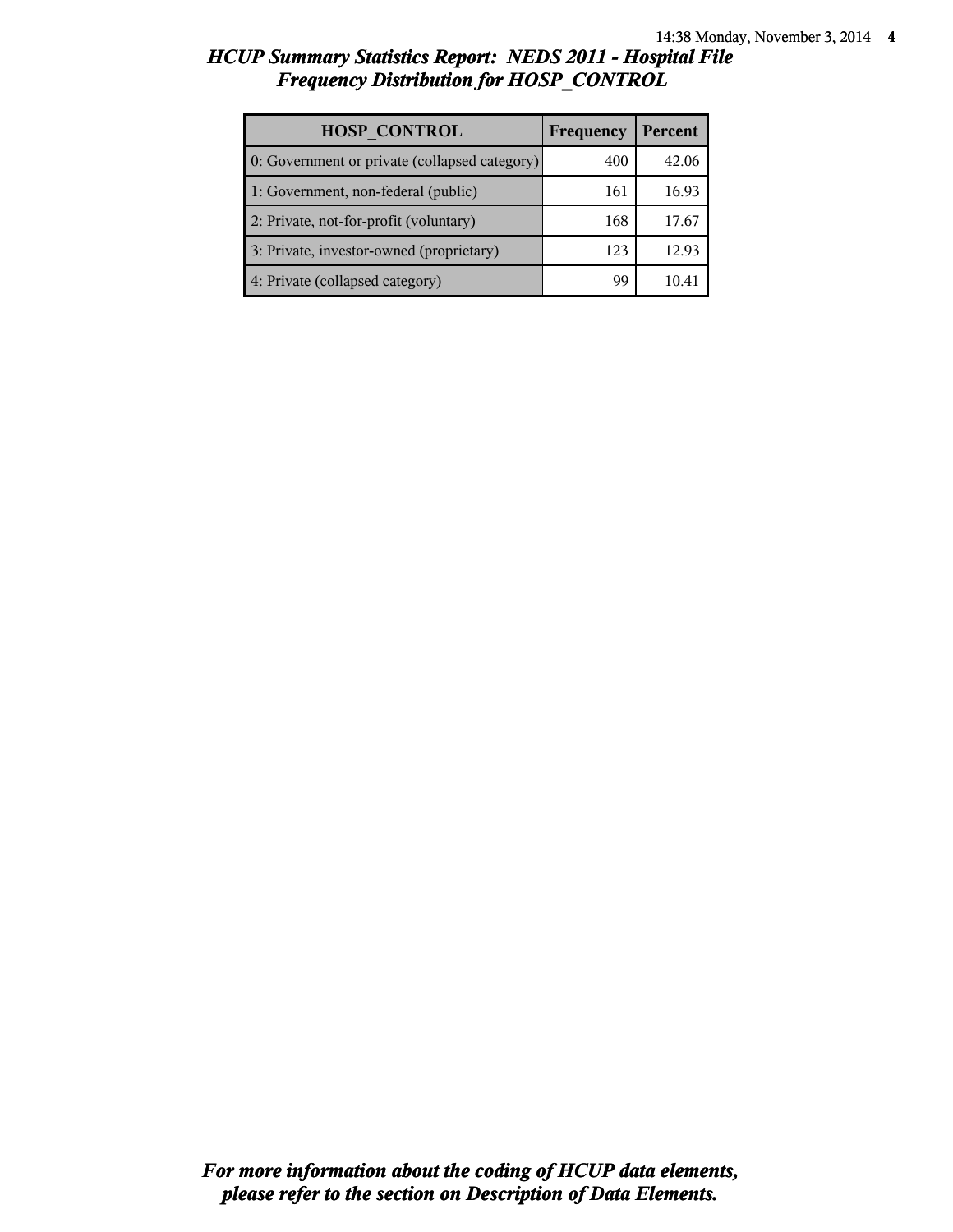## *HCUP Summary Statistics Report: NEDS 2011 - Hospital File*
## *Frequency Distribution for HOSP_CONTROL*

| HOSP_CONTROL | Frequency | Percent |
|---|---|---|
| 0: Government or private (collapsed category) | 400 | 42.06 |
| 1: Government, non-federal (public) | 161 | 16.93 |
| 2: Private, not-for-profit (voluntary) | 168 | 17.67 |
| 3: Private, investor-owned (proprietary) | 123 | 12.93 |
| 4: Private (collapsed category) | 99 | 10.41 |

***For more information about the coding of HCUP data elements, please refer to the section on Description of Data Elements.***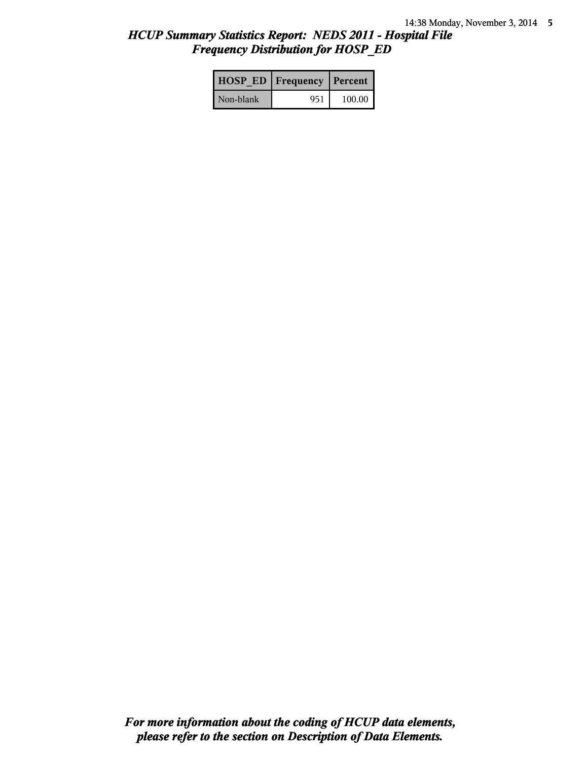*HCUP Summary Statistics Report: NEDS 2011 - Hospital File*
*Frequency Distribution for HOSP_ED*

| HOSP_ED | Frequency | Percent |
|---|---|---|
| Non-blank | 951 | 100.00 |

***For more information about the coding of HCUP data elements, please refer to the section on Description of Data Elements.***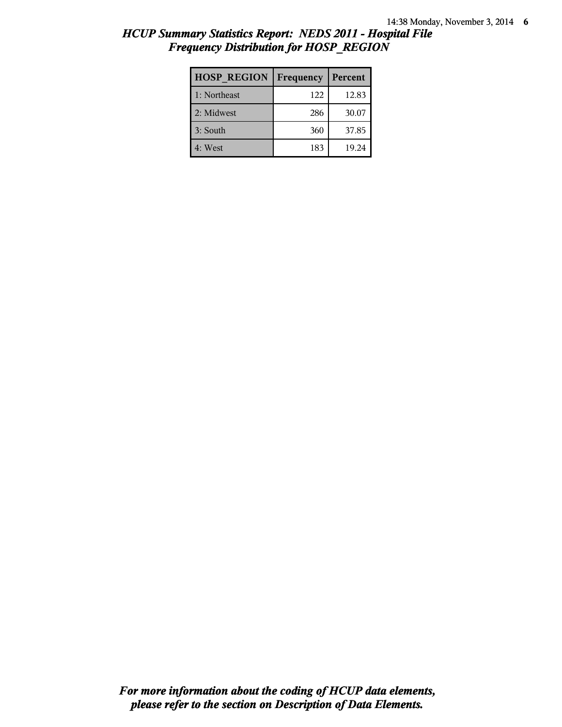## *HCUP Summary Statistics Report: NEDS 2011 - Hospital File*
## *Frequency Distribution for HOSP_REGION*

| HOSP_REGION | Frequency | Percent |
|---|---|---|
| 1: Northeast | 122 | 12.83 |
| 2: Midwest | 286 | 30.07 |
| 3: South | 360 | 37.85 |
| 4: West | 183 | 19.24 |

***For more information about the coding of HCUP data elements, please refer to the section on Description of Data Elements.***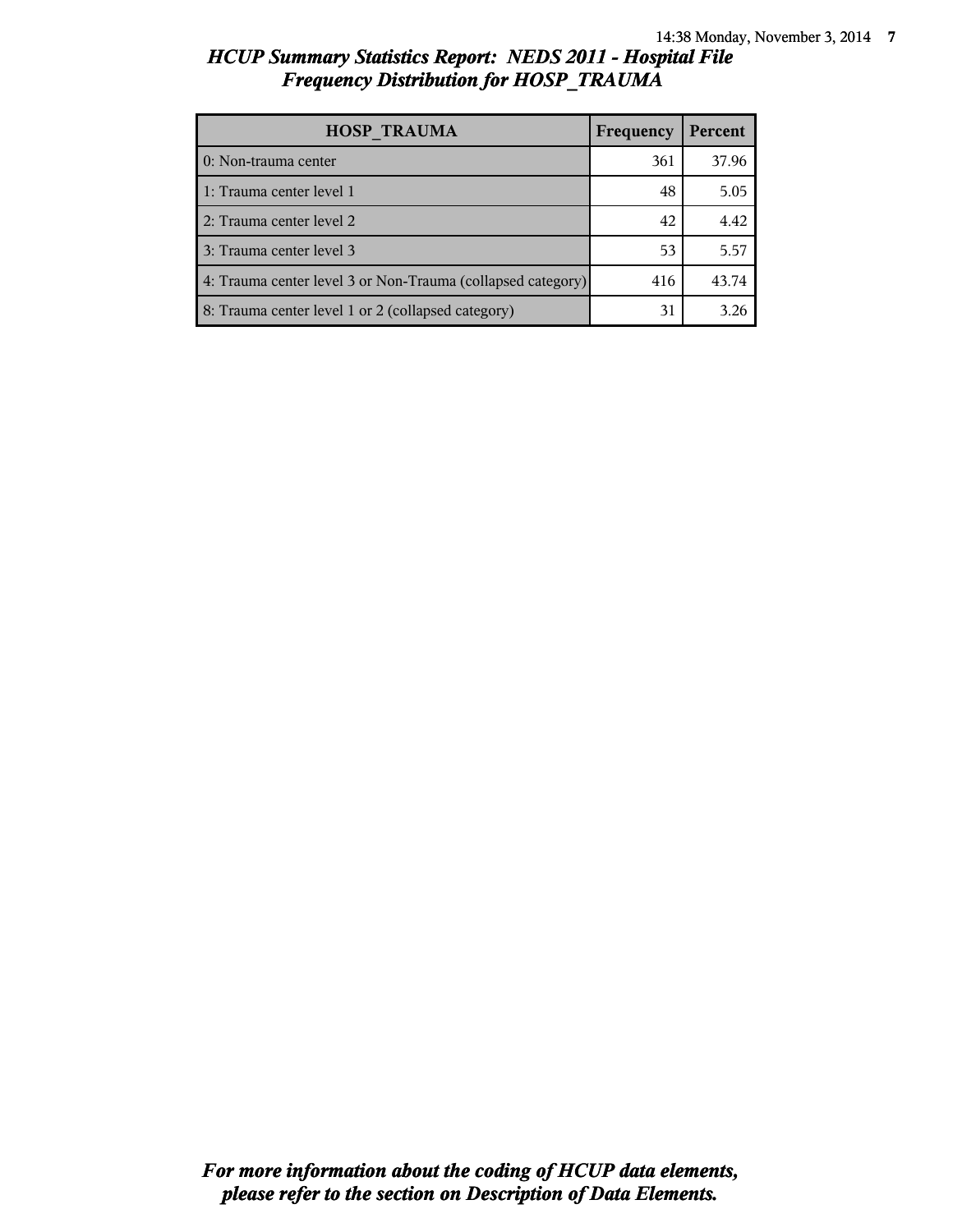## *HCUP Summary Statistics Report: NEDS 2011 - Hospital File*
## *Frequency Distribution for HOSP_TRAUMA*

| HOSP_TRAUMA | Frequency | Percent |
|---|---|---|
| 0: Non-trauma center | 361 | 37.96 |
| 1: Trauma center level 1 | 48 | 5.05 |
| 2: Trauma center level 2 | 42 | 4.42 |
| 3: Trauma center level 3 | 53 | 5.57 |
| 4: Trauma center level 3 or Non-Trauma (collapsed category) | 416 | 43.74 |
| 8: Trauma center level 1 or 2 (collapsed category) | 31 | 3.26 |

***For more information about the coding of HCUP data elements, please refer to the section on Description of Data Elements.***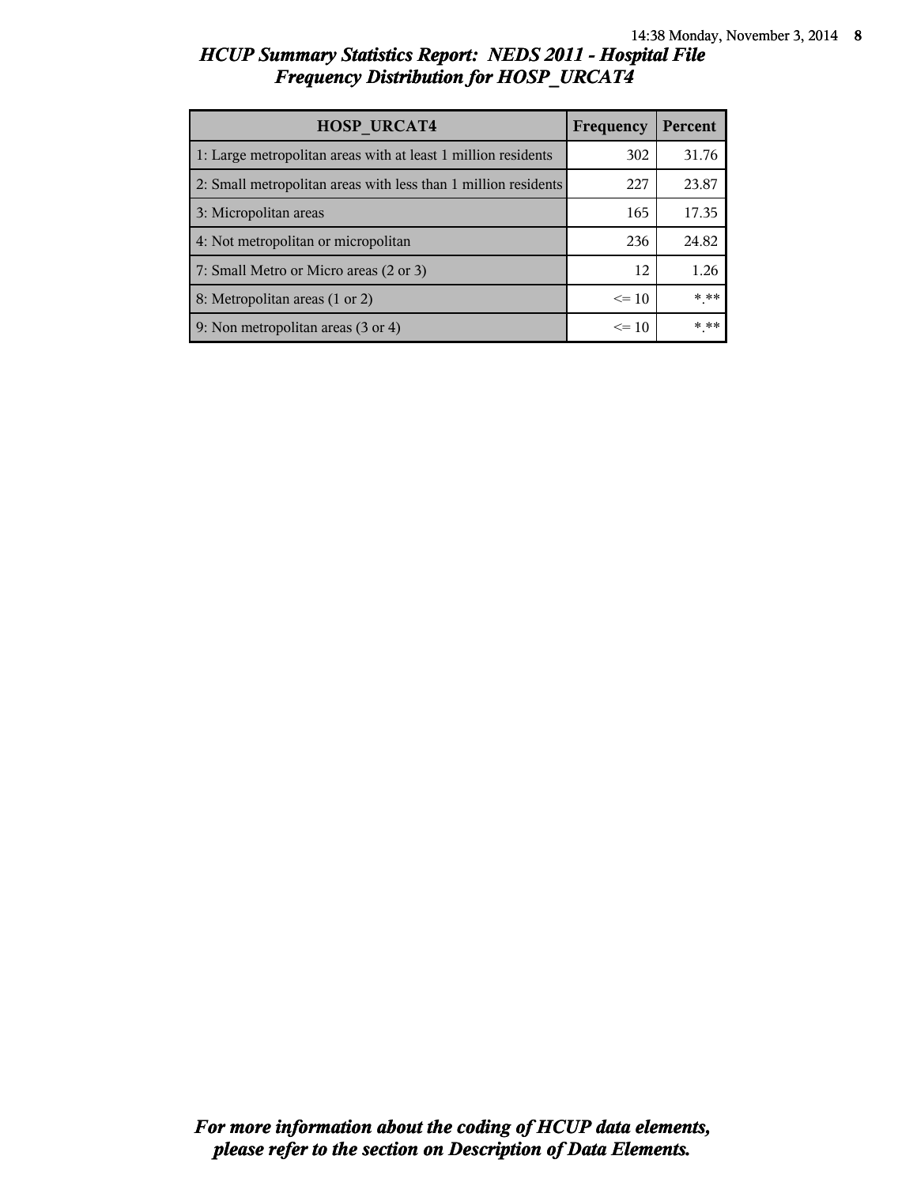# *HCUP Summary Statistics Report: NEDS 2011 - Hospital File*
## *Frequency Distribution for HOSP_URCAT4*

| HOSP_URCAT4 | Frequency | Percent |
|---|---|---|
| 1: Large metropolitan areas with at least 1 million residents | 302 | 31.76 |
| 2: Small metropolitan areas with less than 1 million residents | 227 | 23.87 |
| 3: Micropolitan areas | 165 | 17.35 |
| 4: Not metropolitan or micropolitan | 236 | 24.82 |
| 7: Small Metro or Micro areas (2 or 3) | 12 | 1.26 |
| 8: Metropolitan areas (1 or 2) | <= 10 | *.** |
| 9: Non metropolitan areas (3 or 4) | <= 10 | *.** |

***For more information about the coding of HCUP data elements, please refer to the section on Description of Data Elements.***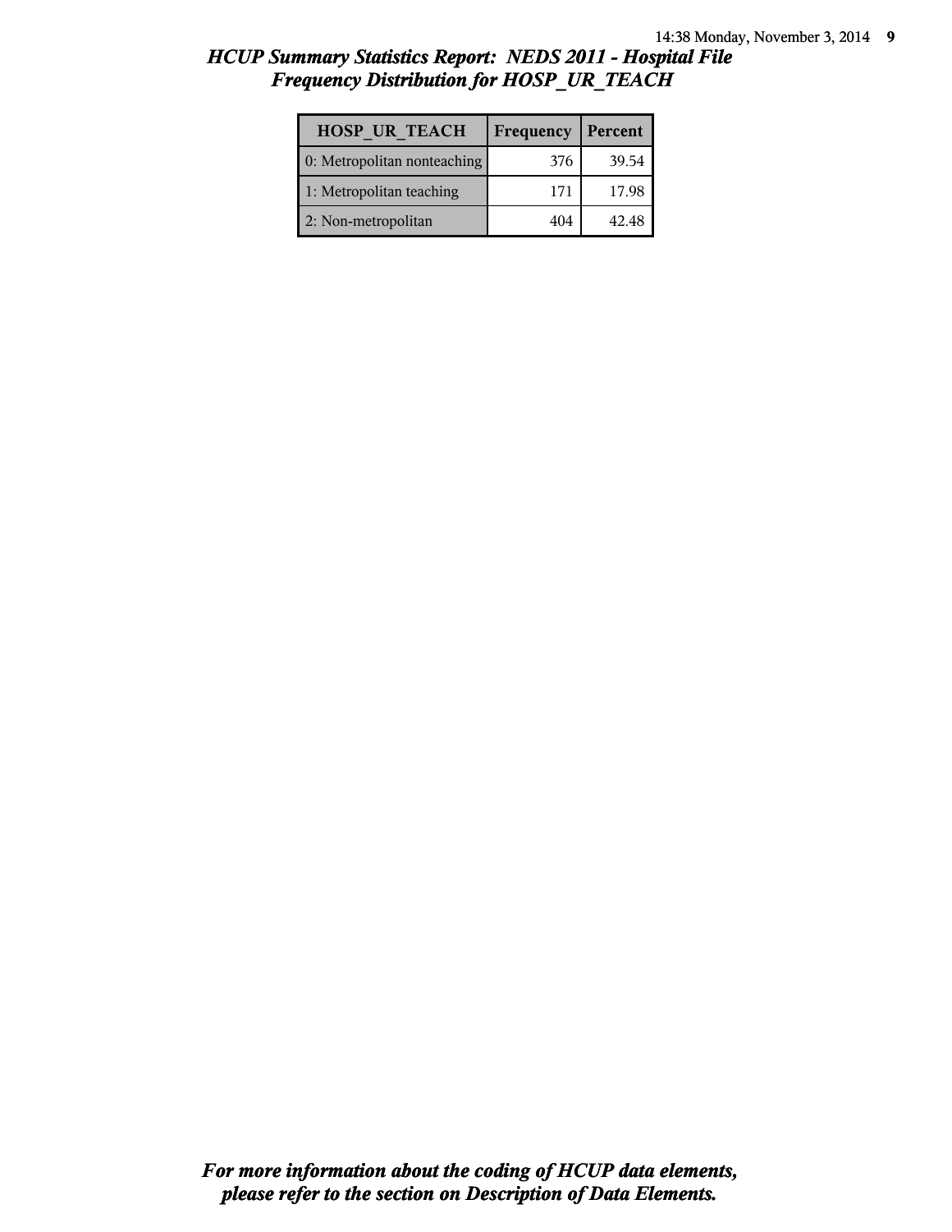## HCUP Summary Statistics Report: NEDS 2011 - Hospital File
## Frequency Distribution for HOSP_UR_TEACH

| HOSP_UR_TEACH | Frequency | Percent |
|---|---|---|
| 0: Metropolitan nonteaching | 376 | 39.54 |
| 1: Metropolitan teaching | 171 | 17.98 |
| 2: Non-metropolitan | 404 | 42.48 |

***For more information about the coding of HCUP data elements, please refer to the section on Description of Data Elements.***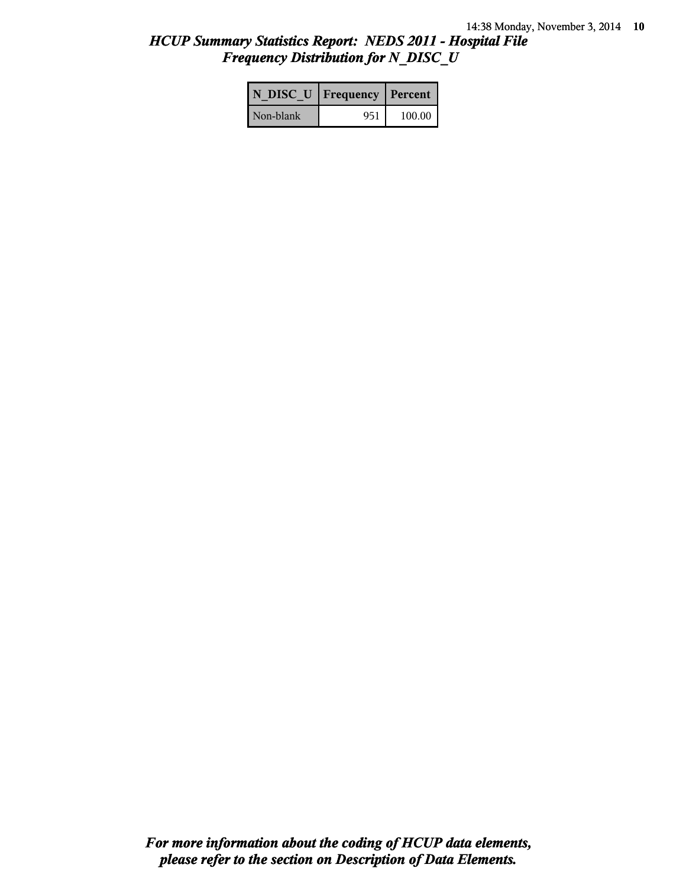# *HCUP Summary Statistics Report: NEDS 2011 - Hospital File*
## *Frequency Distribution for N_DISC_U*

| N_DISC_U | Frequency | Percent |
|---|---|---|
| Non-blank | 951 | 100.00 |

***For more information about the coding of HCUP data elements, please refer to the section on Description of Data Elements.***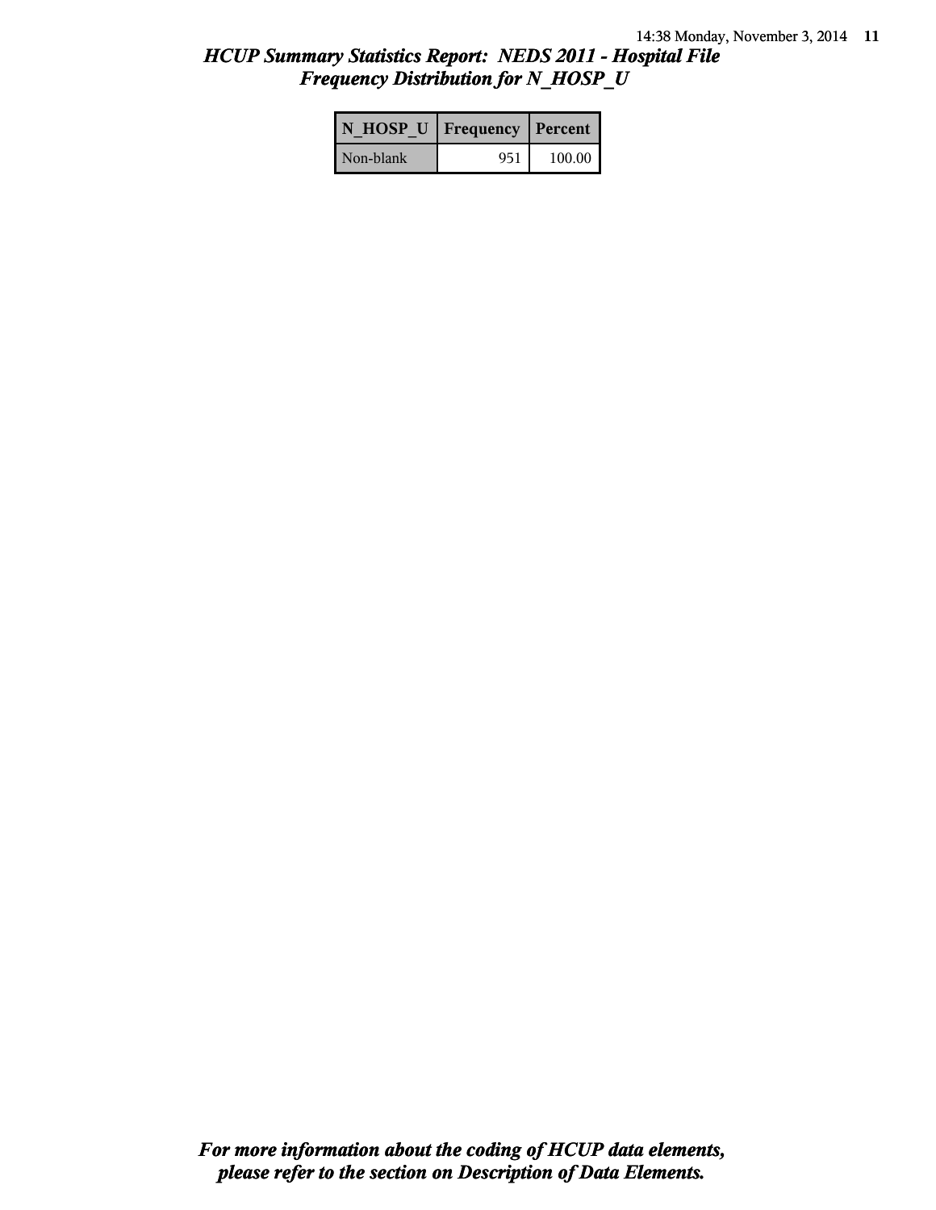## *HCUP Summary Statistics Report: NEDS 2011 - Hospital File*
## *Frequency Distribution for N_HOSP_U*

| N_HOSP_U | Frequency | Percent |
|---|---|---|
| Non-blank | 951 | 100.00 |

***For more information about the coding of HCUP data elements, please refer to the section on Description of Data Elements.***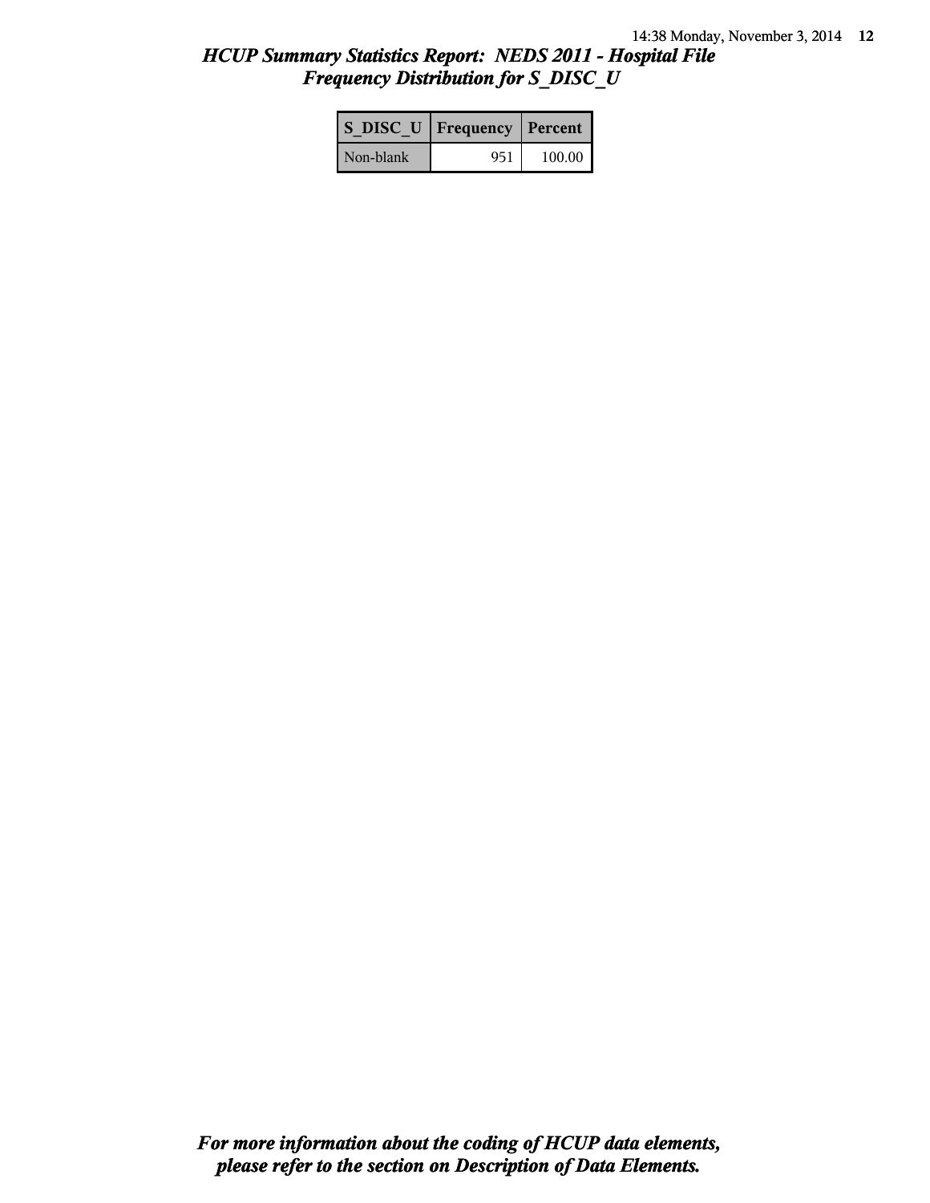## *HCUP Summary Statistics Report: NEDS 2011 - Hospital File*
## *Frequency Distribution for S_DISC_U*

| S_DISC_U | Frequency | Percent |
|---|---|---|
| Non-blank | 951 | 100.00 |

***For more information about the coding of HCUP data elements, please refer to the section on Description of Data Elements.***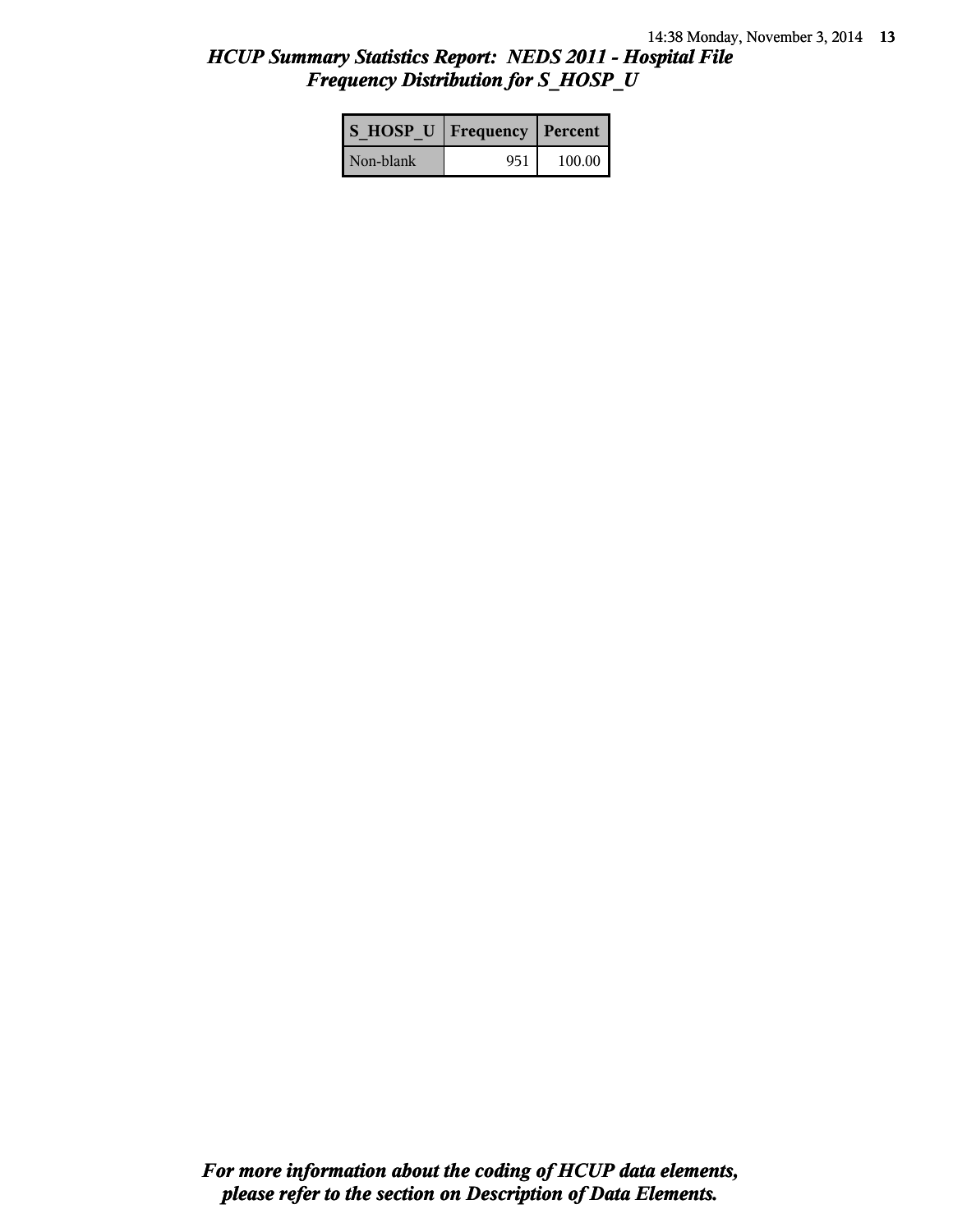# *HCUP Summary Statistics Report: NEDS 2011 - Hospital File*
## *Frequency Distribution for S_HOSP_U*

| S_HOSP_U | Frequency | Percent |
|---|---|---|
| Non-blank | 951 | 100.00 |

***For more information about the coding of HCUP data elements, please refer to the section on Description of Data Elements.***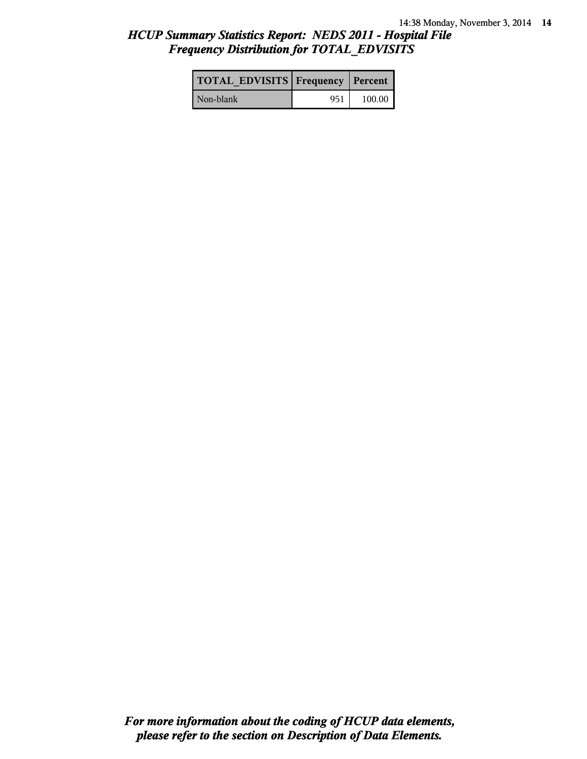# *HCUP Summary Statistics Report: NEDS 2011 - Hospital File*
## *Frequency Distribution for TOTAL_EDVISITS*

| TOTAL_EDVISITS | Frequency | Percent |
|---|---|---|
| Non-blank | 951 | 100.00 |

***For more information about the coding of HCUP data elements, please refer to the section on Description of Data Elements.***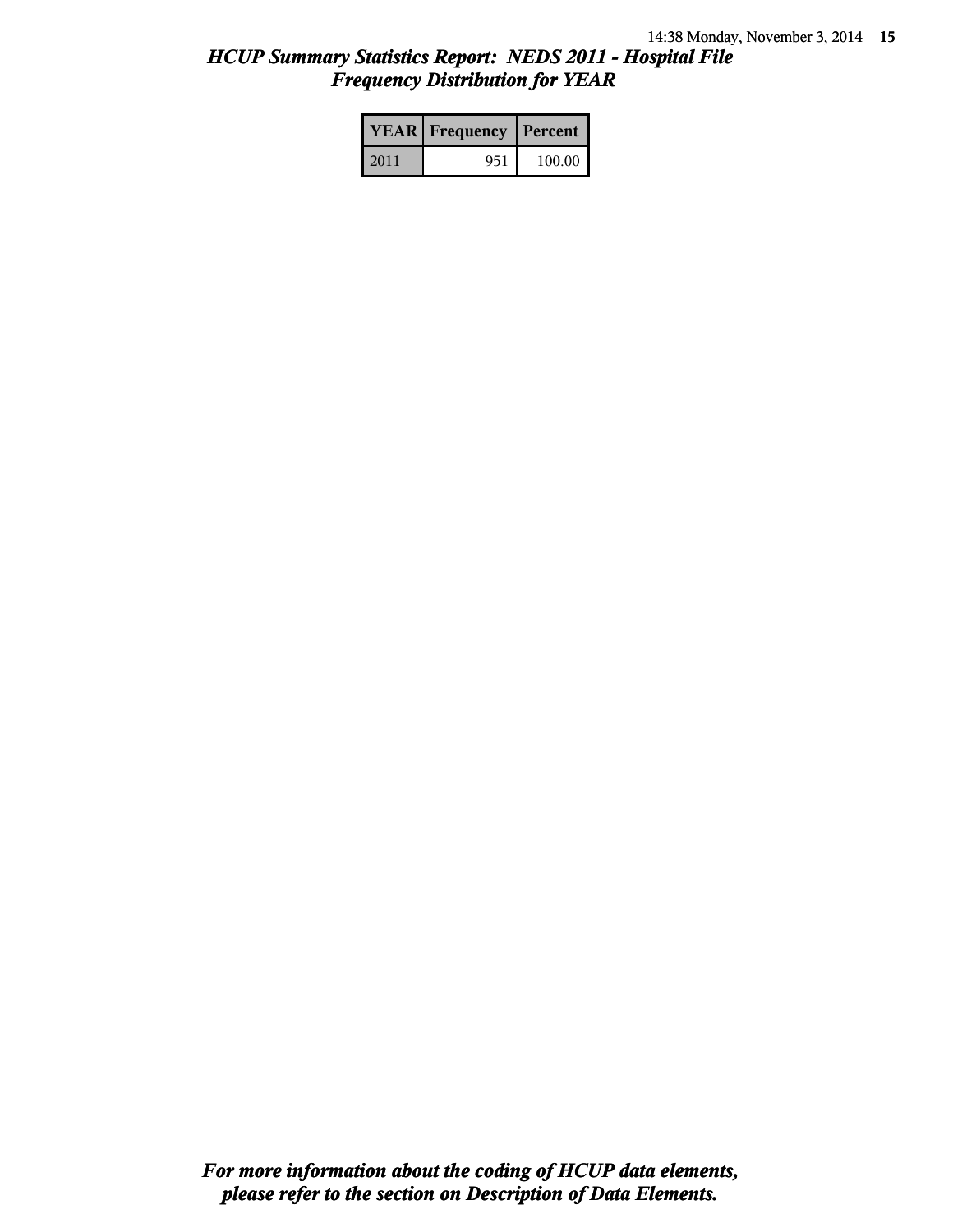## HCUP Summary Statistics Report: NEDS 2011 - Hospital File
## Frequency Distribution for YEAR

| YEAR | Frequency | Percent |
|---|---|---|
| 2011 | 951 | 100.00 |

***For more information about the coding of HCUP data elements, please refer to the section on Description of Data Elements.***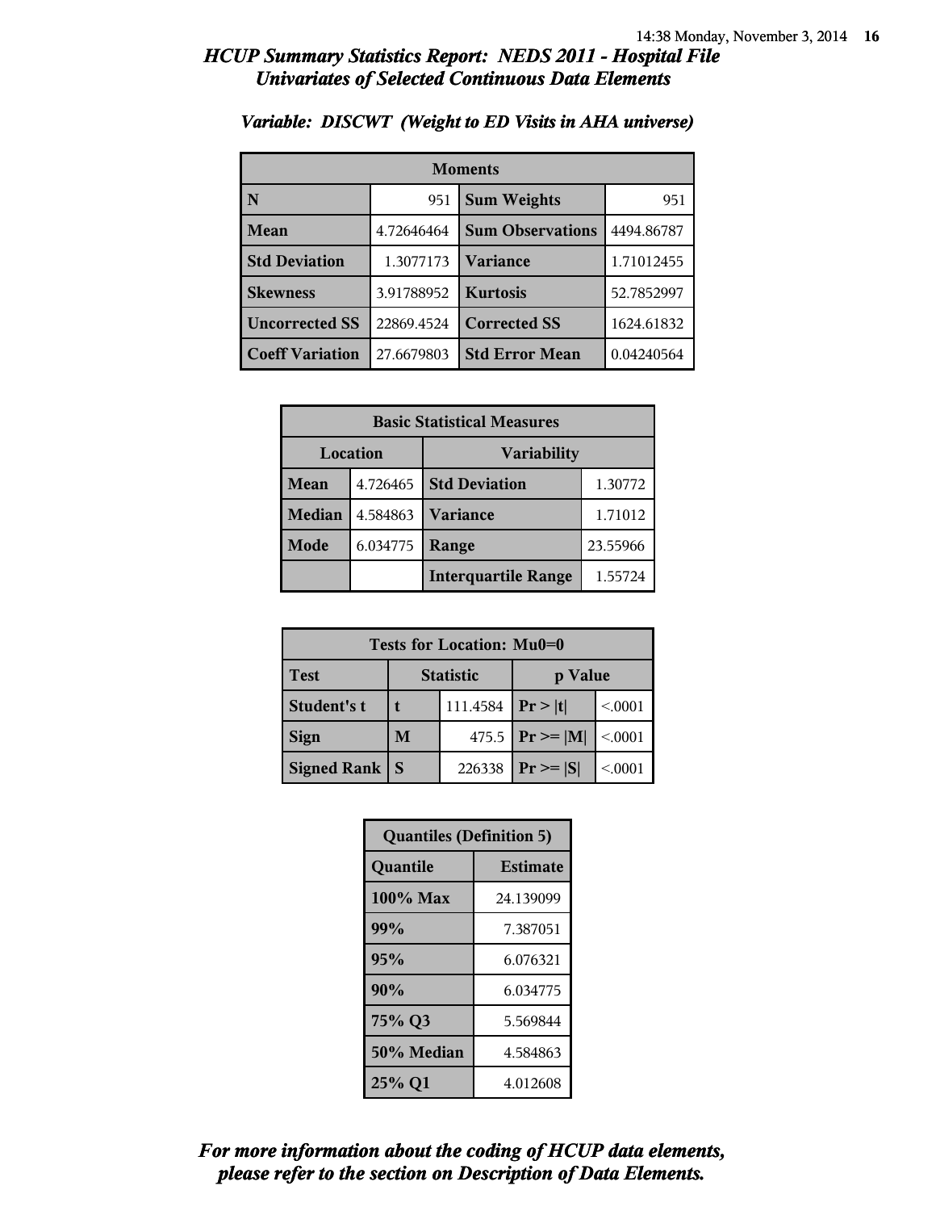## HCUP Summary Statistics Report: NEDS 2011 - Hospital File
### Univariates of Selected Continuous Data Elements

#### Variable: DISCWT (Weight to ED Visits in AHA universe)

| Moments | | | |
|---|---|---|---|
| **N** | 951 | **Sum Weights** | 951 |
| **Mean** | 4.72646464 | **Sum Observations** | 4494.86787 |
| **Std Deviation** | 1.3077173 | **Variance** | 1.71012455 |
| **Skewness** | 3.91788952 | **Kurtosis** | 52.7852997 |
| **Uncorrected SS** | 22869.4524 | **Corrected SS** | 1624.61832 |
| **Coeff Variation** | 27.6679803 | **Std Error Mean** | 0.04240564 |

| Basic Statistical Measures | | | |
|---|---|---|---|
| Location | | Variability | |
| **Mean** | 4.726465 | **Std Deviation** | 1.30772 |
| **Median** | 4.584863 | **Variance** | 1.71012 |
| **Mode** | 6.034775 | **Range** | 23.55966 |
| | | **Interquartile Range** | 1.55724 |

| Tests for Location: Mu0=0 | | | | |
|---|---|---|---|---|
| **Test** | Statistic | | p Value | |
| **Student's t** | t | 111.4584 | Pr > \|t\| | <.0001 |
| **Sign** | M | 475.5 | Pr >= \|M\| | <.0001 |
| **Signed Rank** | S | 226338 | Pr >= \|S\| | <.0001 |

| Quantiles (Definition 5) | |
|---|---|
| **Quantile** | **Estimate** |
| **100% Max** | 24.139099 |
| **99%** | 7.387051 |
| **95%** | 6.076321 |
| **90%** | 6.034775 |
| **75% Q3** | 5.569844 |
| **50% Median** | 4.584863 |
| **25% Q1** | 4.012608 |

***For more information about the coding of HCUP data elements, please refer to the section on Description of Data Elements.***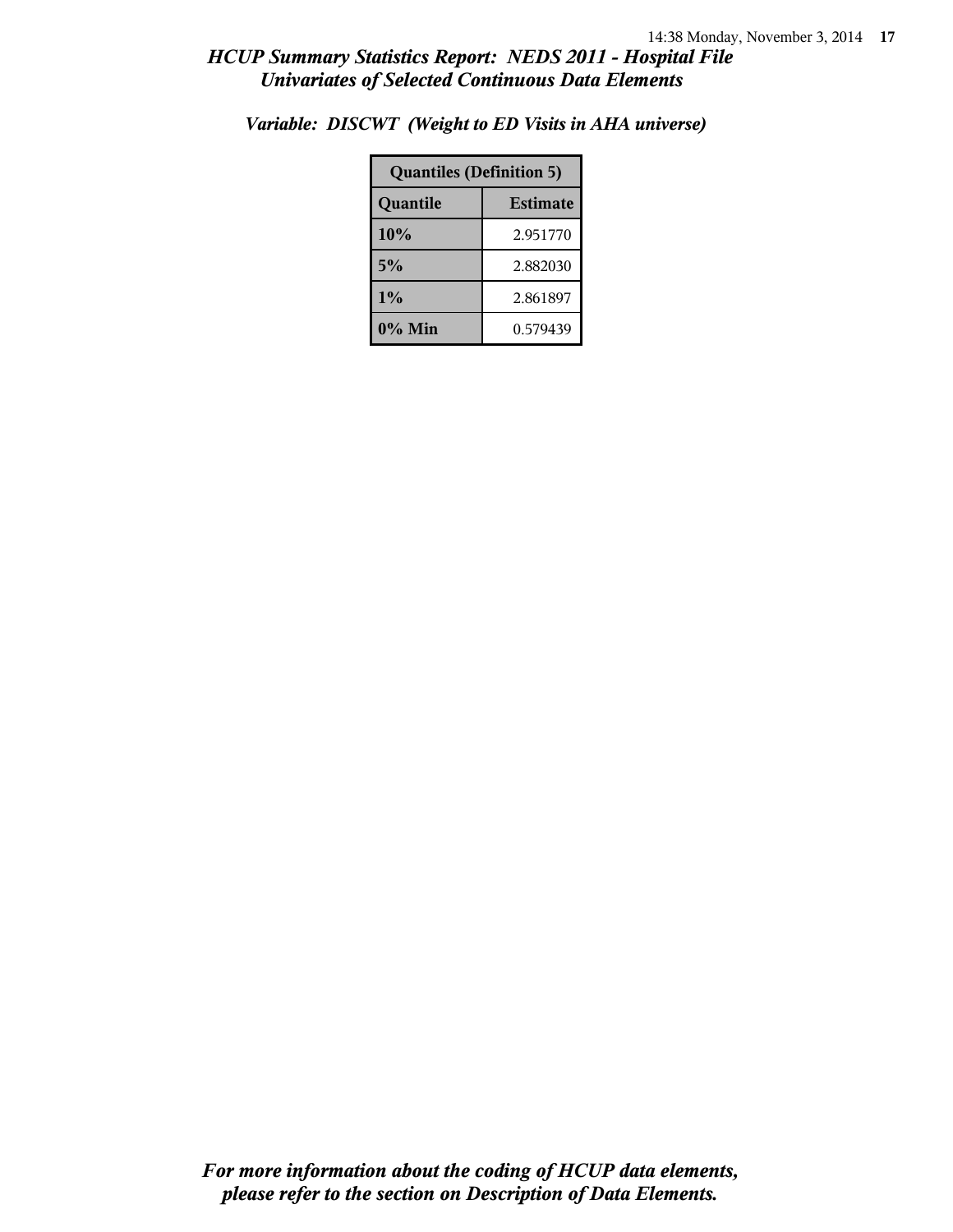### *Variable: DISCWT (Weight to ED Visits in AHA universe)*

| Quantiles (Definition 5) | |
|---|---|
| **Quantile** | **Estimate** |
| **10%** | 2.951770 |
| **5%** | 2.882030 |
| **1%** | 2.861897 |
| **0% Min** | 0.579439 |

*For more information about the coding of HCUP data elements, please refer to the section on Description of Data Elements.*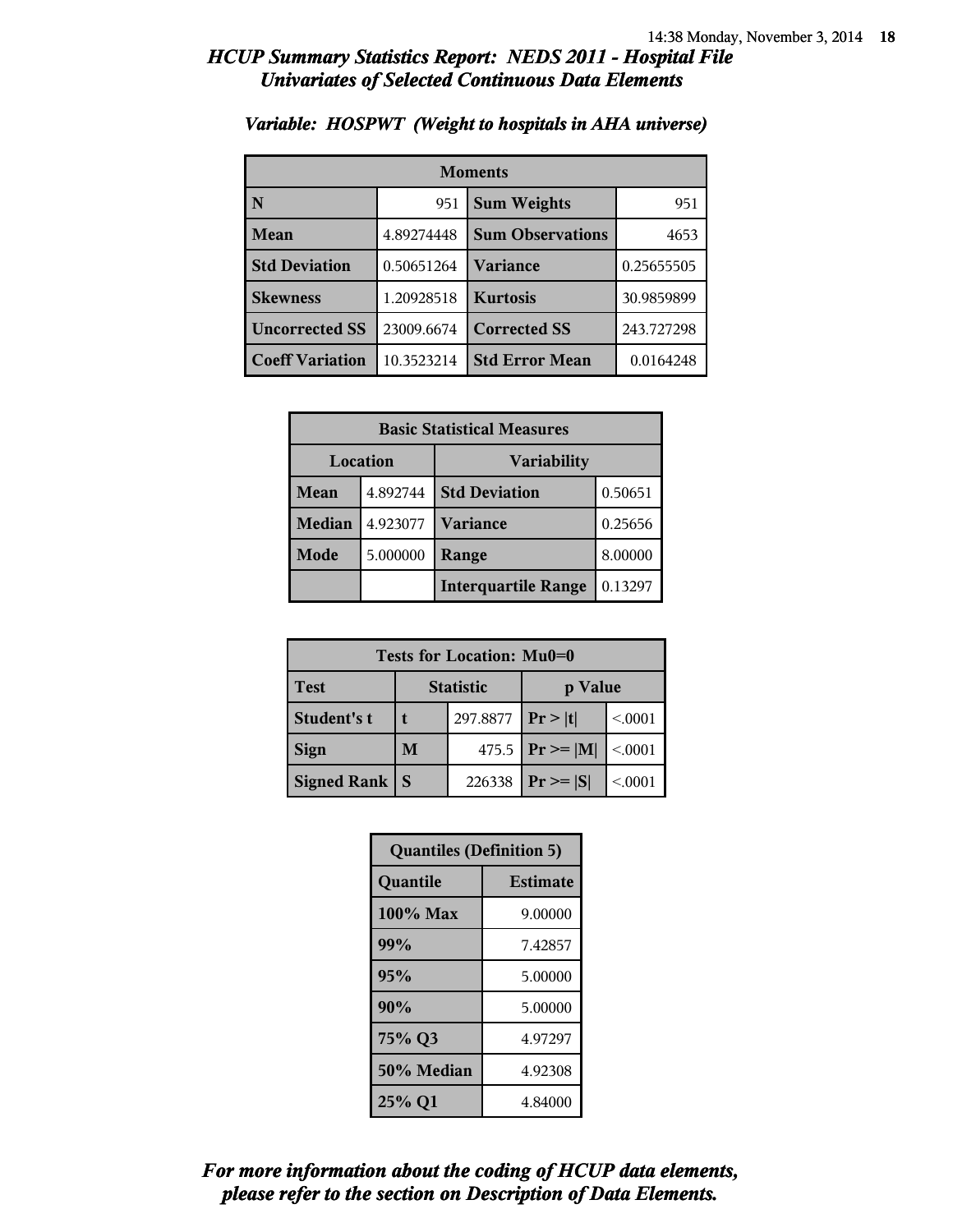## HCUP Summary Statistics Report: NEDS 2011 - Hospital File
## Univariates of Selected Continuous Data Elements

### Variable: HOSPWT (Weight to hospitals in AHA universe)

| Moments | | | |
|---|---|---|---|
| N | 951 | Sum Weights | 951 |
| Mean | 4.89274448 | Sum Observations | 4653 |
| Std Deviation | 0.50651264 | Variance | 0.25655505 |
| Skewness | 1.20928518 | Kurtosis | 30.9859899 |
| Uncorrected SS | 23009.6674 | Corrected SS | 243.727298 |
| Coeff Variation | 10.3523214 | Std Error Mean | 0.0164248 |

| Basic Statistical Measures | | | |
|---|---|---|---|
| Location | | Variability | |
| Mean | 4.892744 | Std Deviation | 0.50651 |
| Median | 4.923077 | Variance | 0.25656 |
| Mode | 5.000000 | Range | 8.00000 |
| | | Interquartile Range | 0.13297 |

| Tests for Location: Mu0=0 | | | | |
|---|---|---|---|---|
| Test | Statistic | | p Value | |
| Student's t | t | 297.8877 | Pr > \|t\| | <.0001 |
| Sign | M | 475.5 | Pr >= \|M\| | <.0001 |
| Signed Rank | S | 226338 | Pr >= \|S\| | <.0001 |

| Quantiles (Definition 5) | |
|---|---|
| Quantile | Estimate |
| 100% Max | 9.00000 |
| 99% | 7.42857 |
| 95% | 5.00000 |
| 90% | 5.00000 |
| 75% Q3 | 4.97297 |
| 50% Median | 4.92308 |
| 25% Q1 | 4.84000 |

*For more information about the coding of HCUP data elements, please refer to the section on Description of Data Elements.*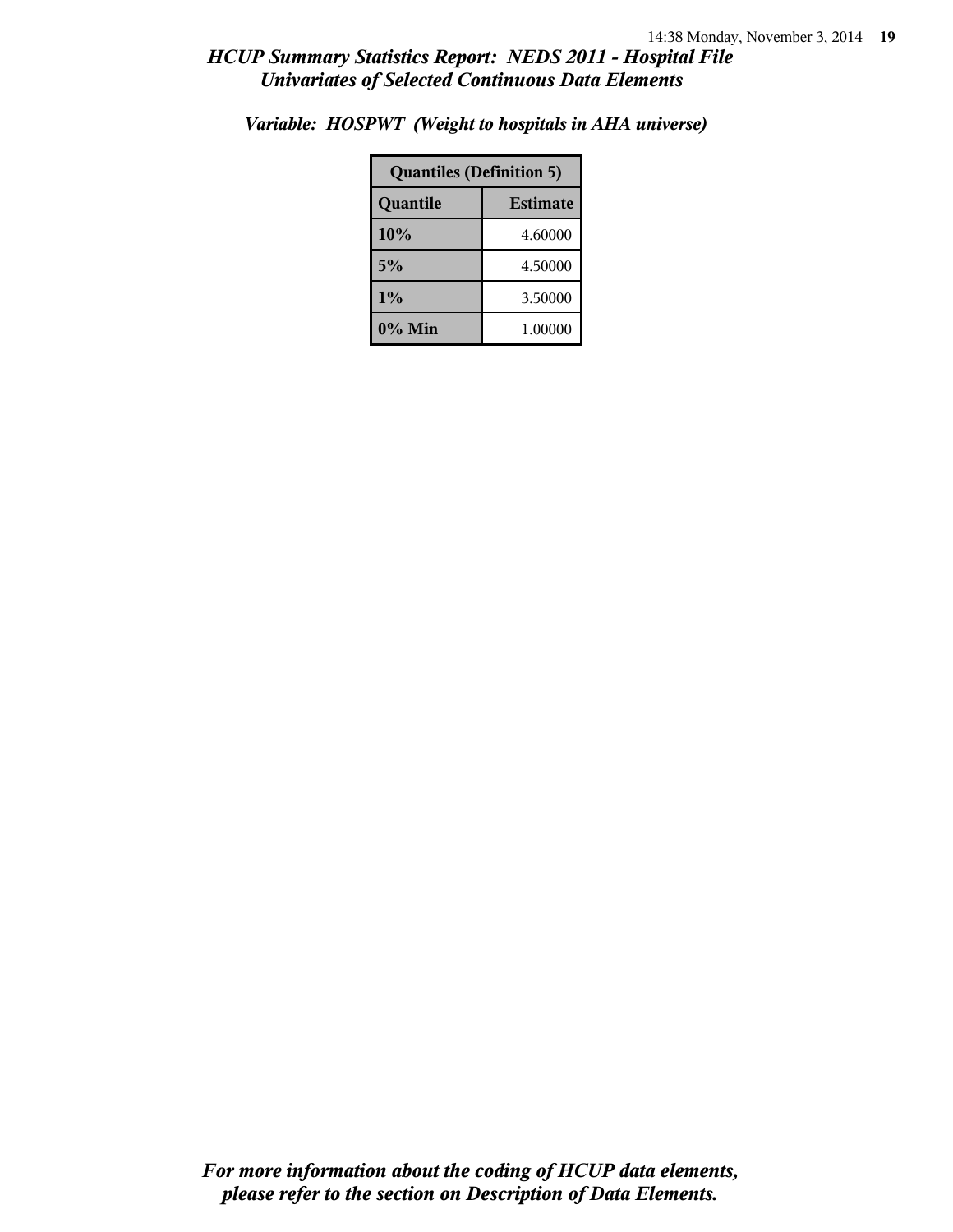*Variable: HOSPWT (Weight to hospitals in AHA universe)*

| Quantiles (Definition 5) | |
|---|---|
| **Quantile** | **Estimate** |
| **10%** | 4.60000 |
| **5%** | 4.50000 |
| **1%** | 3.50000 |
| **0% Min** | 1.00000 |

***For more information about the coding of HCUP data elements, please refer to the section on Description of Data Elements.***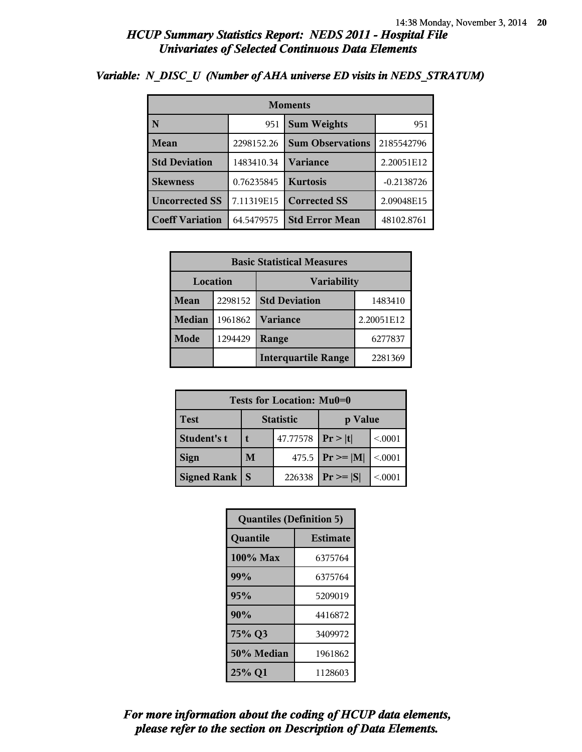## HCUP Summary Statistics Report: NEDS 2011 - Hospital File
## Univariates of Selected Continuous Data Elements

### Variable: N_DISC_U (Number of AHA universe ED visits in NEDS_STRATUM)

| Moments | | | |
|---|---|---|---|
| N | 951 | Sum Weights | 951 |
| Mean | 2298152.26 | Sum Observations | 2185542796 |
| Std Deviation | 1483410.34 | Variance | 2.20051E12 |
| Skewness | 0.76235845 | Kurtosis | -0.2138726 |
| Uncorrected SS | 7.11319E15 | Corrected SS | 2.09048E15 |
| Coeff Variation | 64.5479575 | Std Error Mean | 48102.8761 |

| Basic Statistical Measures | | | |
|---|---|---|---|
| Location | | Variability | |
| Mean | 2298152 | Std Deviation | 1483410 |
| Median | 1961862 | Variance | 2.20051E12 |
| Mode | 1294429 | Range | 6277837 |
| | | Interquartile Range | 2281369 |

| Tests for Location: Mu0=0 | | | | |
|---|---|---|---|---|
| Test | Statistic | | p Value | |
| Student's t | t | 47.77578 | Pr > \|t\| | <.0001 |
| Sign | M | 475.5 | Pr >= \|M\| | <.0001 |
| Signed Rank | S | 226338 | Pr >= \|S\| | <.0001 |

| Quantiles (Definition 5) | |
|---|---|
| Quantile | Estimate |
| 100% Max | 6375764 |
| 99% | 6375764 |
| 95% | 5209019 |
| 90% | 4416872 |
| 75% Q3 | 3409972 |
| 50% Median | 1961862 |
| 25% Q1 | 1128603 |

*For more information about the coding of HCUP data elements, please refer to the section on Description of Data Elements.*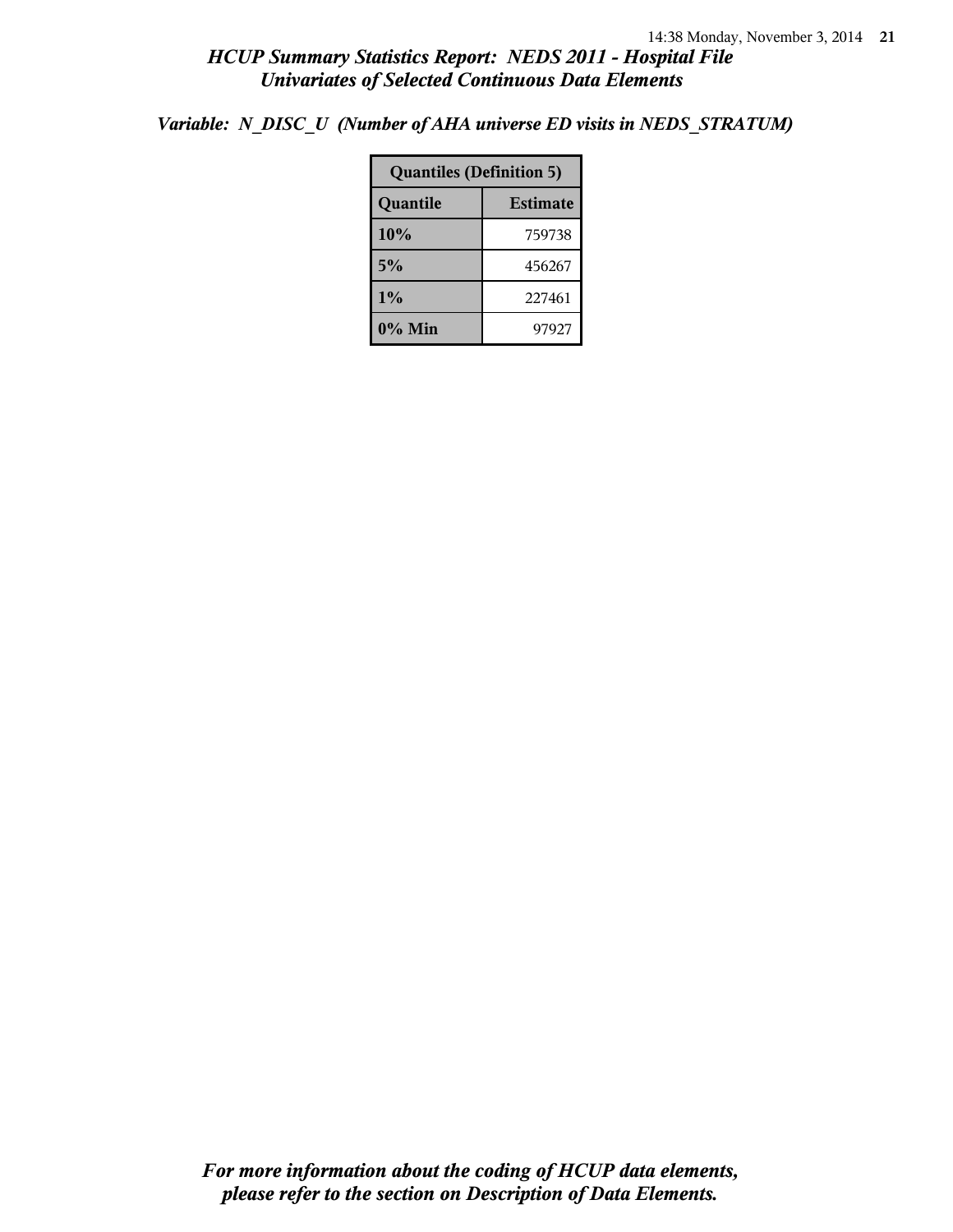*Variable: N_DISC_U (Number of AHA universe ED visits in NEDS_STRATUM)*

| Quantiles (Definition 5) | |
|---|---|
| **Quantile** | **Estimate** |
| **10%** | 759738 |
| **5%** | 456267 |
| **1%** | 227461 |
| **0% Min** | 97927 |

*For more information about the coding of HCUP data elements, please refer to the section on Description of Data Elements.*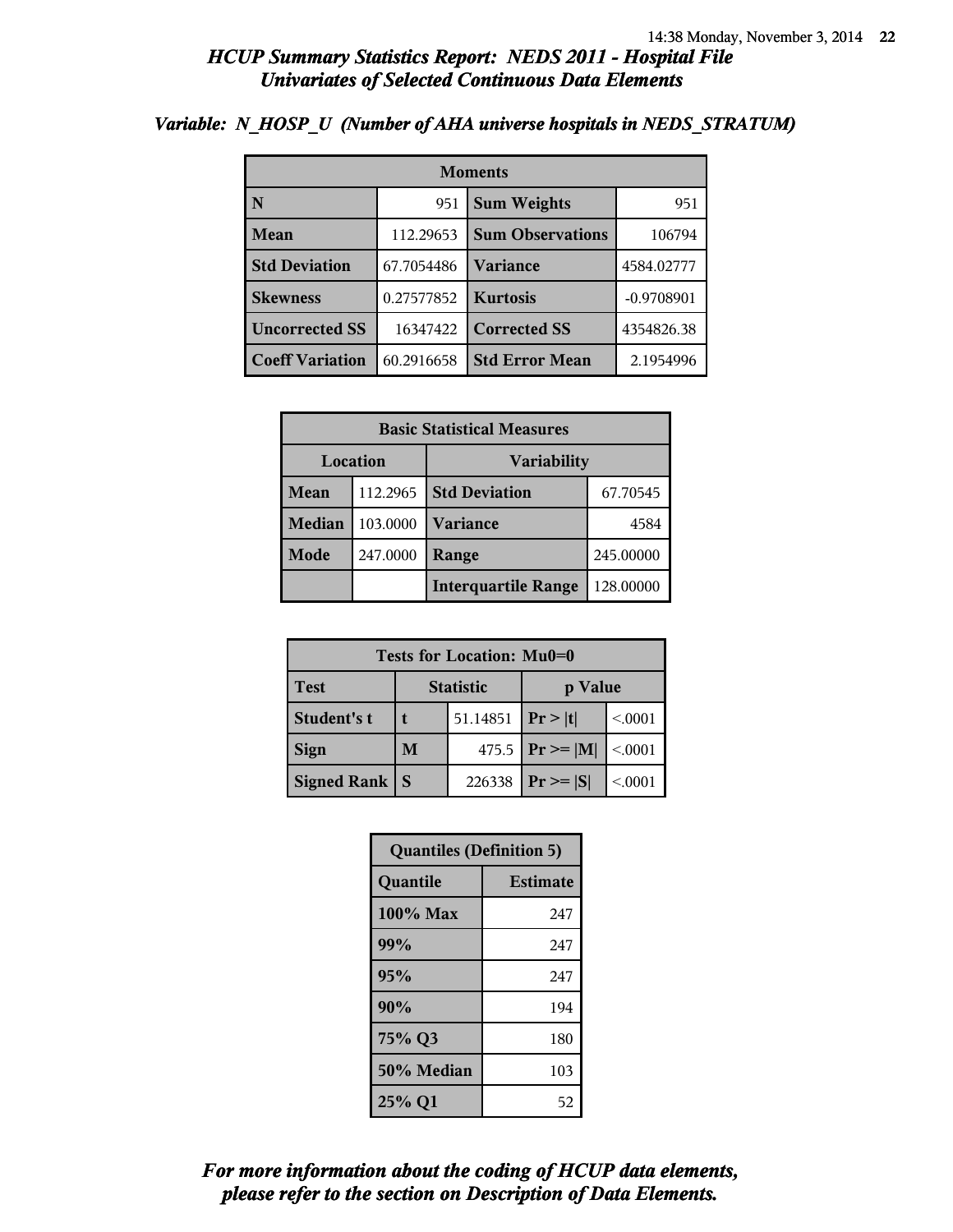## HCUP Summary Statistics Report: NEDS 2011 - Hospital File
## Univariates of Selected Continuous Data Elements

### Variable: N_HOSP_U (Number of AHA universe hospitals in NEDS_STRATUM)

| Moments | | | |
|---|---|---|---|
| N | 951 | Sum Weights | 951 |
| Mean | 112.29653 | Sum Observations | 106794 |
| Std Deviation | 67.7054486 | Variance | 4584.02777 |
| Skewness | 0.27577852 | Kurtosis | -0.9708901 |
| Uncorrected SS | 16347422 | Corrected SS | 4354826.38 |
| Coeff Variation | 60.2916658 | Std Error Mean | 2.1954996 |

| Basic Statistical Measures | | | |
|---|---|---|---|
| Location | | Variability | |
| Mean | 112.2965 | Std Deviation | 67.70545 |
| Median | 103.0000 | Variance | 4584 |
| Mode | 247.0000 | Range | 245.00000 |
| | | Interquartile Range | 128.00000 |

| Tests for Location: Mu0=0 | | | | |
|---|---|---|---|---|
| Test | Statistic | | p Value | |
| Student's t | t | 51.14851 | Pr > \|t\| | <.0001 |
| Sign | M | 475.5 | Pr >= \|M\| | <.0001 |
| Signed Rank | S | 226338 | Pr >= \|S\| | <.0001 |

| Quantiles (Definition 5) | |
|---|---|
| Quantile | Estimate |
| 100% Max | 247 |
| 99% | 247 |
| 95% | 247 |
| 90% | 194 |
| 75% Q3 | 180 |
| 50% Median | 103 |
| 25% Q1 | 52 |

*For more information about the coding of HCUP data elements, please refer to the section on Description of Data Elements.*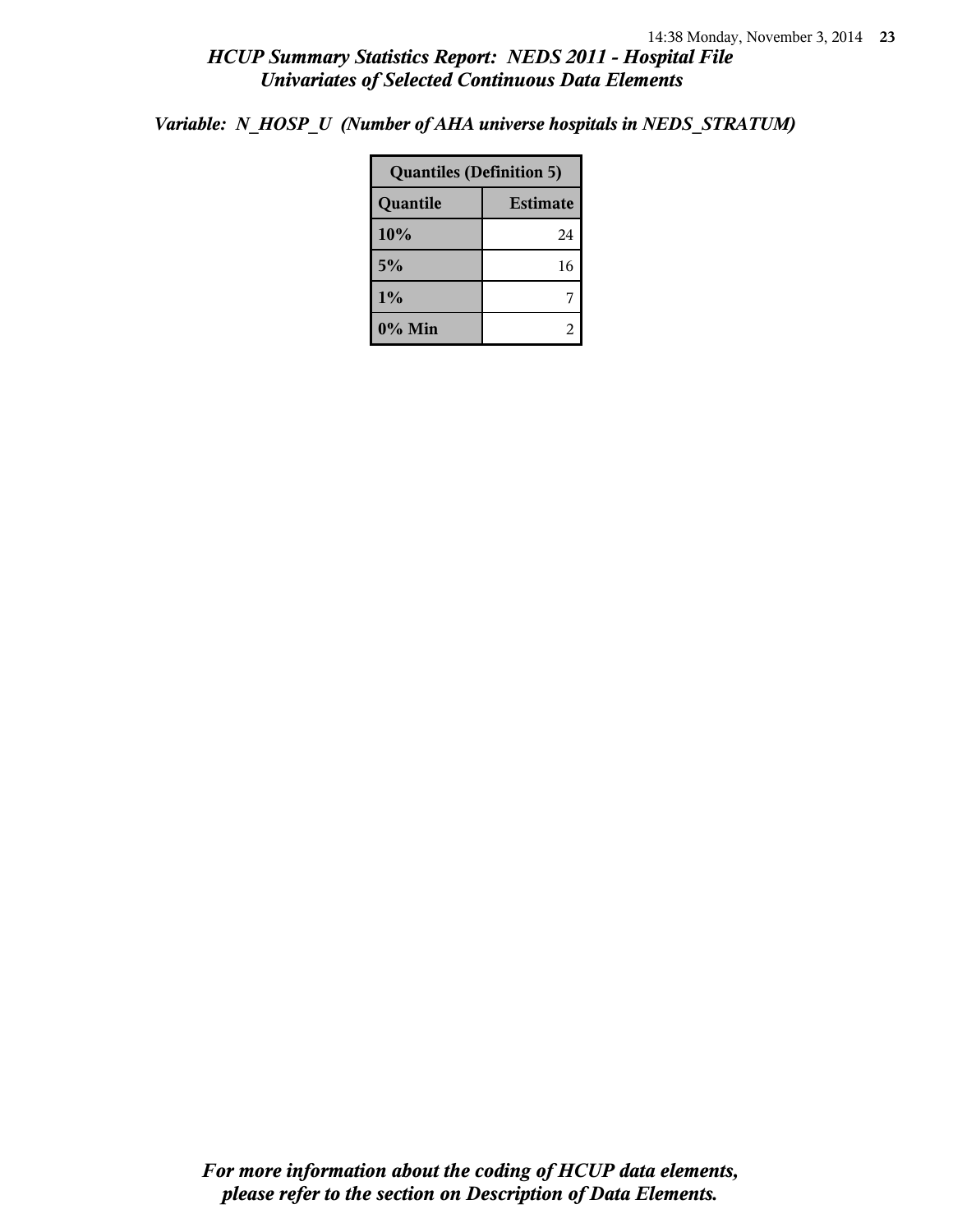## HCUP Summary Statistics Report: NEDS 2011 - Hospital File
## Univariates of Selected Continuous Data Elements

*Variable: N_HOSP_U (Number of AHA universe hospitals in NEDS_STRATUM)*

| Quantiles (Definition 5) | |
|---|---|
| **Quantile** | **Estimate** |
| 10% | 24 |
| 5% | 16 |
| 1% | 7 |
| 0% Min | 2 |

*For more information about the coding of HCUP data elements, please refer to the section on Description of Data Elements.*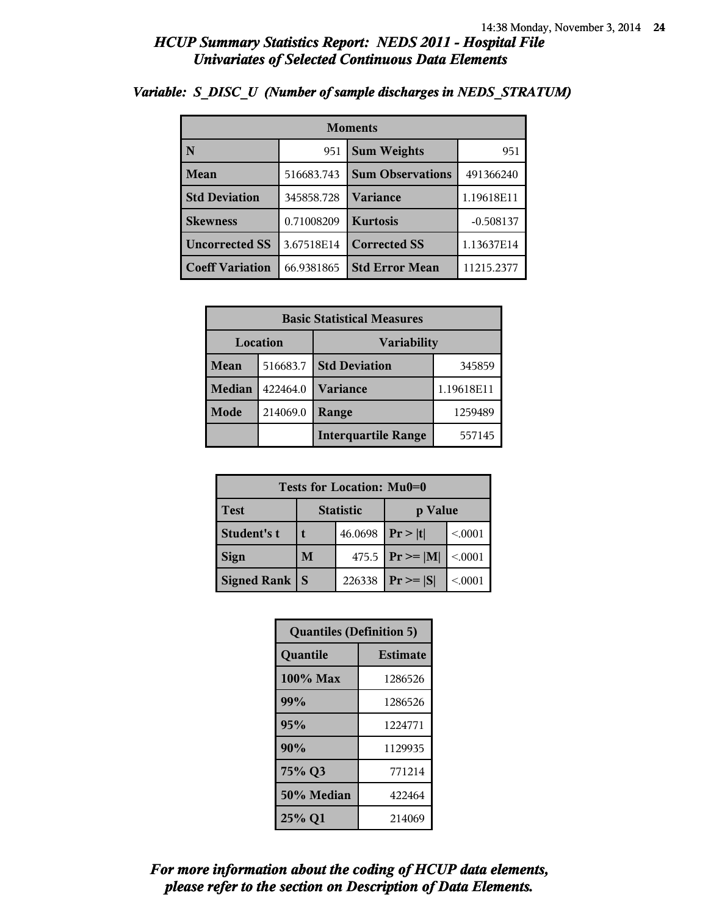# HCUP Summary Statistics Report: NEDS 2011 - Hospital File
## Univariates of Selected Continuous Data Elements

### *Variable: S_DISC_U (Number of sample discharges in NEDS_STRATUM)*

| Moments | | | |
|---|---|---|---|
| **N** | 951 | **Sum Weights** | 951 |
| **Mean** | 516683.743 | **Sum Observations** | 491366240 |
| **Std Deviation** | 345858.728 | **Variance** | 1.19618E11 |
| **Skewness** | 0.71008209 | **Kurtosis** | -0.508137 |
| **Uncorrected SS** | 3.67518E14 | **Corrected SS** | 1.13637E14 |
| **Coeff Variation** | 66.9381865 | **Std Error Mean** | 11215.2377 |

| Basic Statistical Measures | | | |
|---|---|---|---|
| Location | | Variability | |
| **Mean** | 516683.7 | **Std Deviation** | 345859 |
| **Median** | 422464.0 | **Variance** | 1.19618E11 |
| **Mode** | 214069.0 | **Range** | 1259489 |
| | | **Interquartile Range** | 557145 |

| Tests for Location: Mu0=0 | | | | |
|---|---|---|---|---|
| **Test** | Statistic | | p Value | |
| **Student's t** | **t** | 46.0698 | **Pr > \|t\|** | <.0001 |
| **Sign** | **M** | 475.5 | **Pr >= \|M\|** | <.0001 |
| **Signed Rank** | **S** | 226338 | **Pr >= \|S\|** | <.0001 |

| Quantiles (Definition 5) | |
|---|---|
| **Quantile** | **Estimate** |
| **100% Max** | 1286526 |
| **99%** | 1286526 |
| **95%** | 1224771 |
| **90%** | 1129935 |
| **75% Q3** | 771214 |
| **50% Median** | 422464 |
| **25% Q1** | 214069 |

*For more information about the coding of HCUP data elements, please refer to the section on Description of Data Elements.*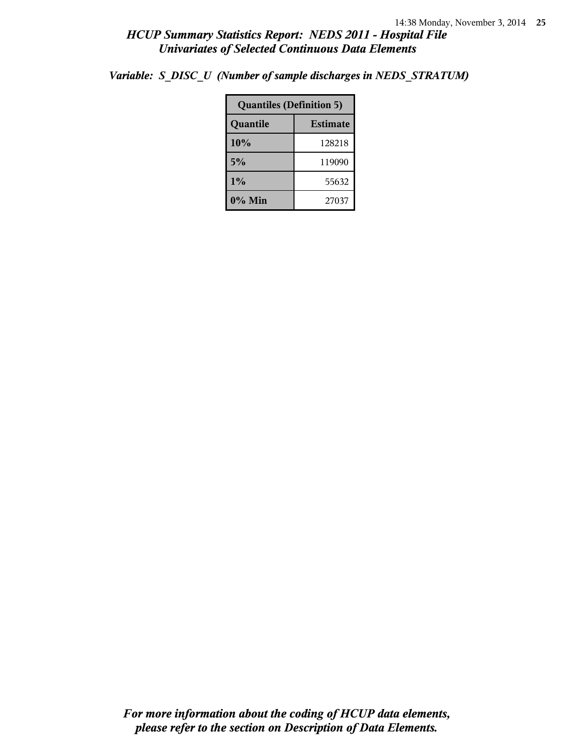*Variable: S_DISC_U (Number of sample discharges in NEDS_STRATUM)*

| Quantiles (Definition 5) | |
|---|---|
| **Quantile** | **Estimate** |
| **10%** | 128218 |
| **5%** | 119090 |
| **1%** | 55632 |
| **0% Min** | 27037 |

***For more information about the coding of HCUP data elements, please refer to the section on Description of Data Elements.***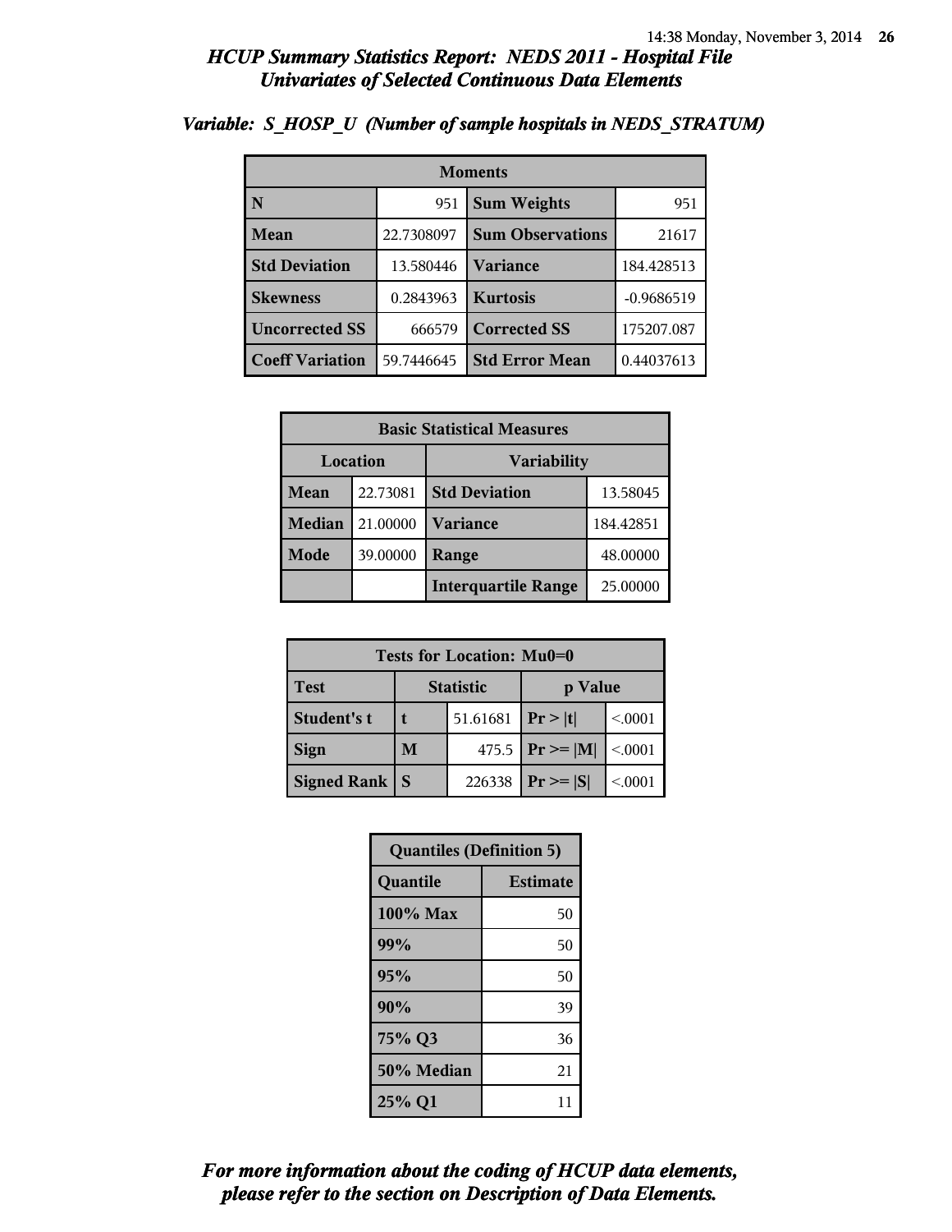## *HCUP Summary Statistics Report: NEDS 2011 - Hospital File*
## *Univariates of Selected Continuous Data Elements*

### *Variable: S_HOSP_U (Number of sample hospitals in NEDS_STRATUM)*

| Moments | | | |
|---|---|---|---|
| **N** | 951 | **Sum Weights** | 951 |
| **Mean** | 22.7308097 | **Sum Observations** | 21617 |
| **Std Deviation** | 13.580446 | **Variance** | 184.428513 |
| **Skewness** | 0.2843963 | **Kurtosis** | -0.9686519 |
| **Uncorrected SS** | 666579 | **Corrected SS** | 175207.087 |
| **Coeff Variation** | 59.7446645 | **Std Error Mean** | 0.44037613 |

| Basic Statistical Measures | | | |
|---|---|---|---|
| Location | | Variability | |
| **Mean** | 22.73081 | **Std Deviation** | 13.58045 |
| **Median** | 21.00000 | **Variance** | 184.42851 |
| **Mode** | 39.00000 | **Range** | 48.00000 |
| | | **Interquartile Range** | 25.00000 |

| Tests for Location: Mu0=0 | | | | |
|---|---|---|---|---|
| **Test** | Statistic | | p Value | |
| **Student's t** | **t** | 51.61681 | **Pr > \|t\|** | <.0001 |
| **Sign** | **M** | 475.5 | **Pr >= \|M\|** | <.0001 |
| **Signed Rank** | **S** | 226338 | **Pr >= \|S\|** | <.0001 |

| Quantiles (Definition 5) | |
|---|---|
| **Quantile** | **Estimate** |
| **100% Max** | 50 |
| **99%** | 50 |
| **95%** | 50 |
| **90%** | 39 |
| **75% Q3** | 36 |
| **50% Median** | 21 |
| **25% Q1** | 11 |

***For more information about the coding of HCUP data elements, please refer to the section on Description of Data Elements.***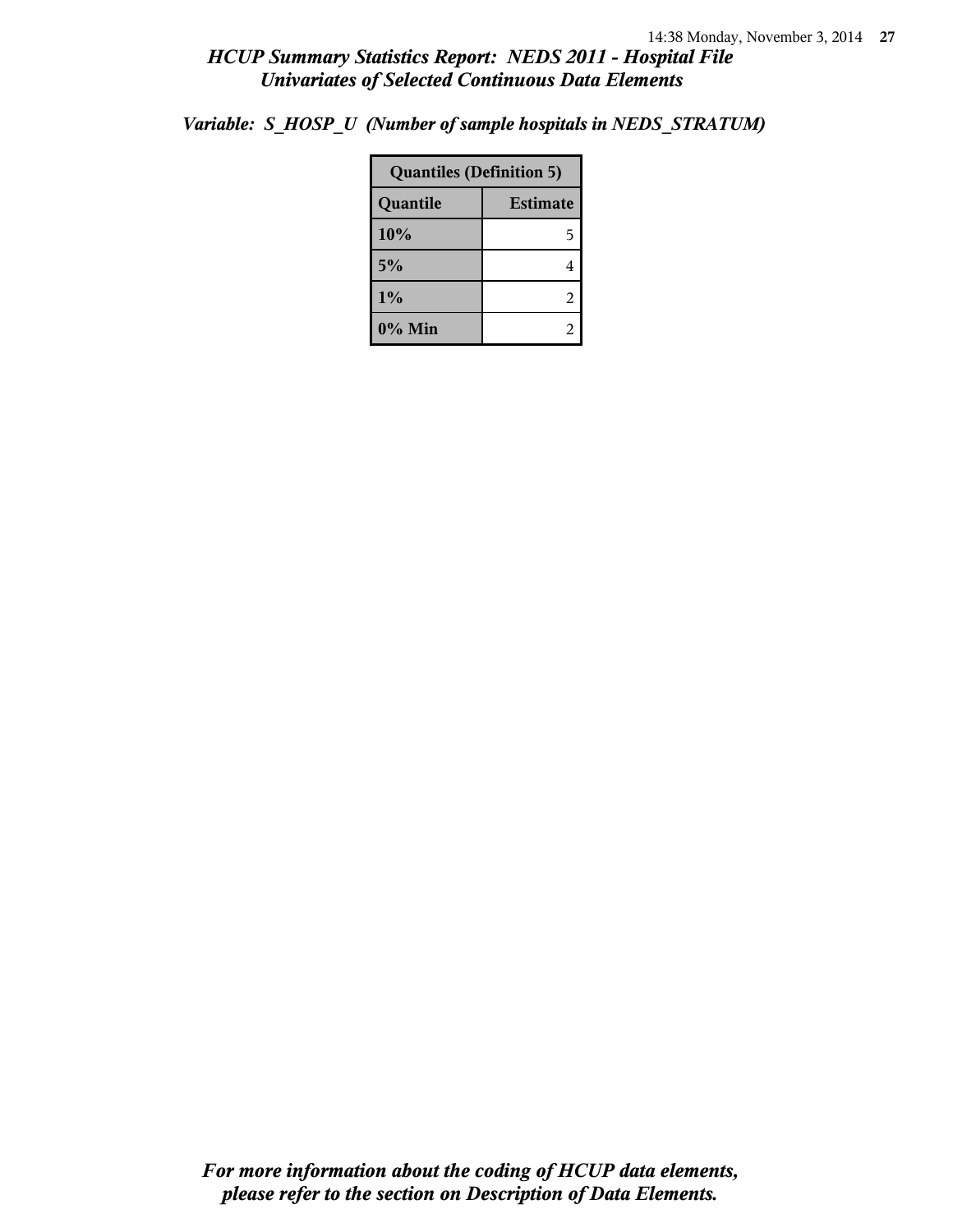*Variable: S_HOSP_U (Number of sample hospitals in NEDS_STRATUM)*

| Quantiles (Definition 5) | |
|---|---|
| **Quantile** | **Estimate** |
| **10%** | 5 |
| **5%** | 4 |
| **1%** | 2 |
| **0% Min** | 2 |

***For more information about the coding of HCUP data elements, please refer to the section on Description of Data Elements.***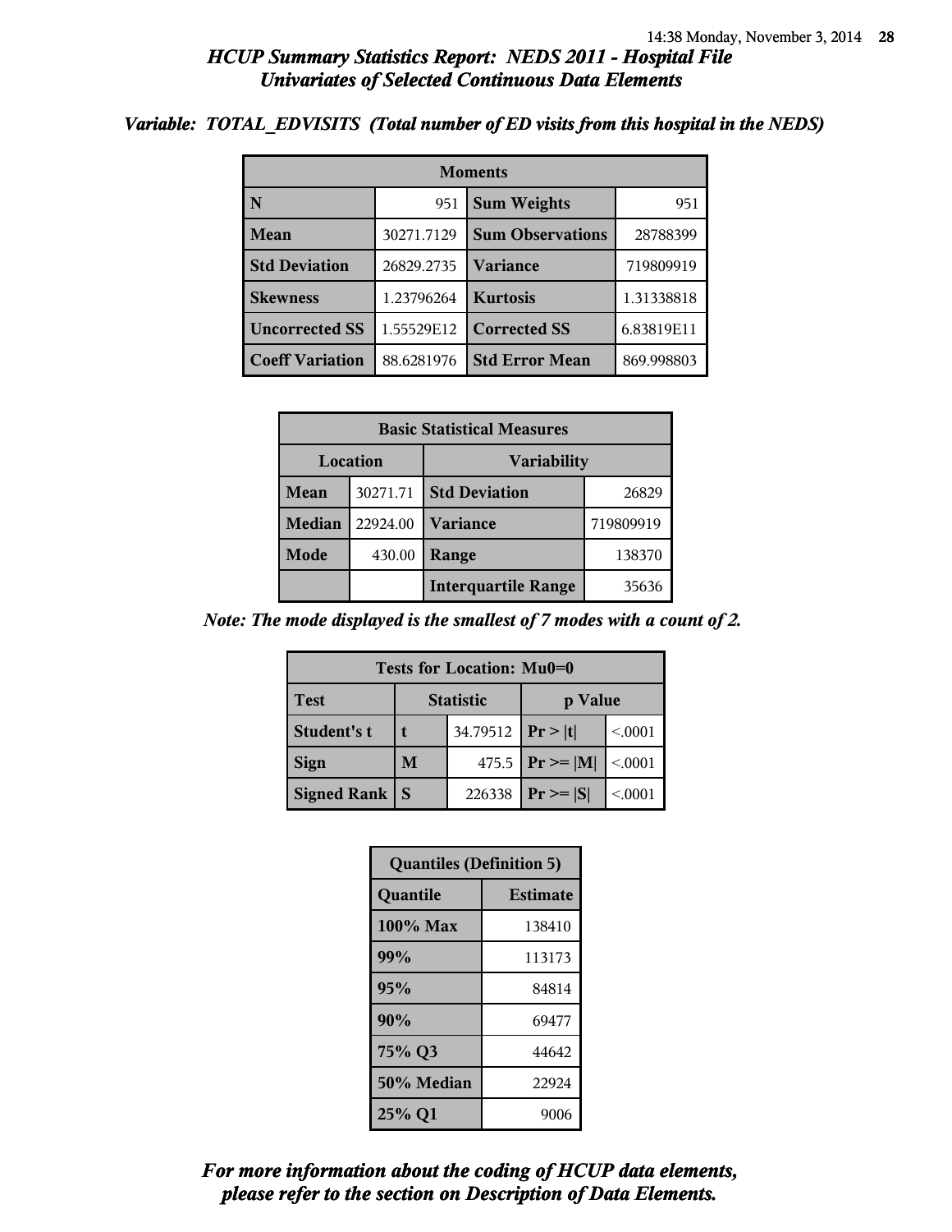## *HCUP Summary Statistics Report: NEDS 2011 - Hospital File*
## *Univariates of Selected Continuous Data Elements*

### *Variable: TOTAL_EDVISITS (Total number of ED visits from this hospital in the NEDS)*

| Moments | | | |
|---|---|---|---|
| **N** | 951 | **Sum Weights** | 951 |
| **Mean** | 30271.7129 | **Sum Observations** | 28788399 |
| **Std Deviation** | 26829.2735 | **Variance** | 719809919 |
| **Skewness** | 1.23796264 | **Kurtosis** | 1.31338818 |
| **Uncorrected SS** | 1.55529E12 | **Corrected SS** | 6.83819E11 |
| **Coeff Variation** | 88.6281976 | **Std Error Mean** | 869.998803 |

| Basic Statistical Measures | | | |
|---|---|---|---|
| Location | | Variability | |
| **Mean** | 30271.71 | **Std Deviation** | 26829 |
| **Median** | 22924.00 | **Variance** | 719809919 |
| **Mode** | 430.00 | **Range** | 138370 |
| | | **Interquartile Range** | 35636 |

*Note: The mode displayed is the smallest of 7 modes with a count of 2.*

| Tests for Location: Mu0=0 | | | | |
|---|---|---|---|---|
| **Test** | Statistic | | p Value | |
| **Student's t** | **t** | 34.79512 | **Pr > \|t\|** | <.0001 |
| **Sign** | **M** | 475.5 | **Pr >= \|M\|** | <.0001 |
| **Signed Rank** | **S** | 226338 | **Pr >= \|S\|** | <.0001 |

| Quantiles (Definition 5) | |
|---|---|
| **Quantile** | **Estimate** |
| **100% Max** | 138410 |
| **99%** | 113173 |
| **95%** | 84814 |
| **90%** | 69477 |
| **75% Q3** | 44642 |
| **50% Median** | 22924 |
| **25% Q1** | 9006 |

***For more information about the coding of HCUP data elements, please refer to the section on Description of Data Elements.***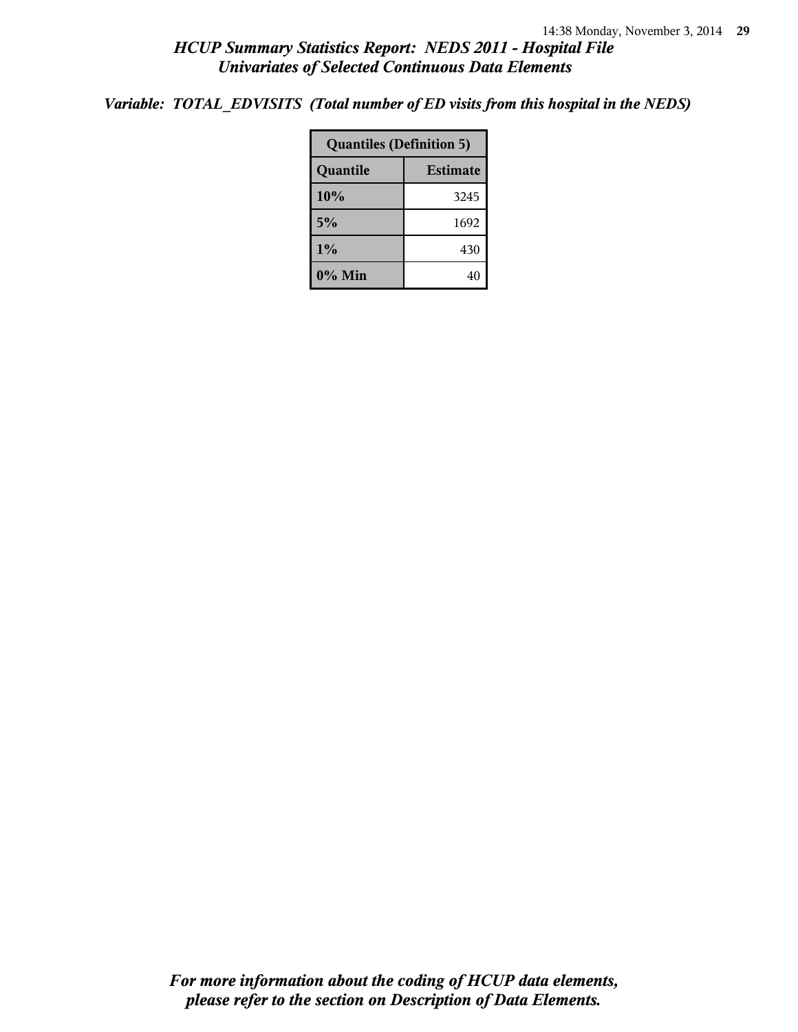## HCUP Summary Statistics Report: NEDS 2011 - Hospital File
## Univariates of Selected Continuous Data Elements

*Variable: TOTAL_EDVISITS (Total number of ED visits from this hospital in the NEDS)*

| Quantiles (Definition 5) | |
|---|---|
| **Quantile** | **Estimate** |
| 10% | 3245 |
| 5% | 1692 |
| 1% | 430 |
| 0% Min | 40 |

*For more information about the coding of HCUP data elements, please refer to the section on Description of Data Elements.*